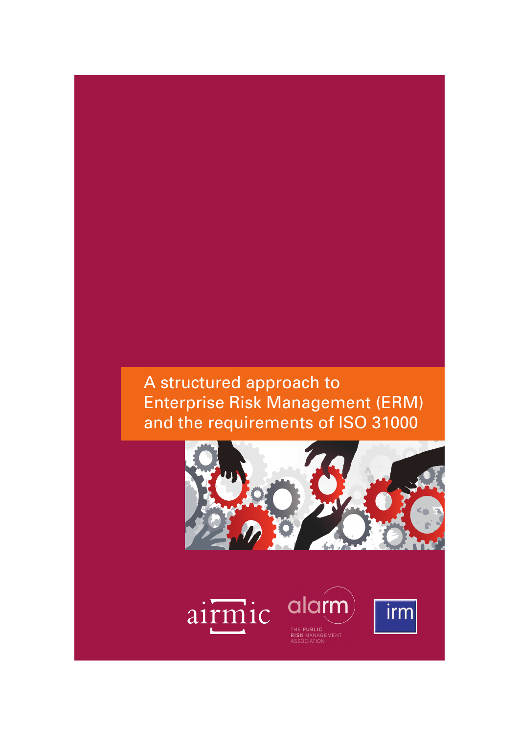# A structured approach to Enterprise Risk Management (ERM) and the requirements of ISO 31000

airmic

alarm

THE PUBLIC RISK MANAGEMENT ASSOCIATION

irm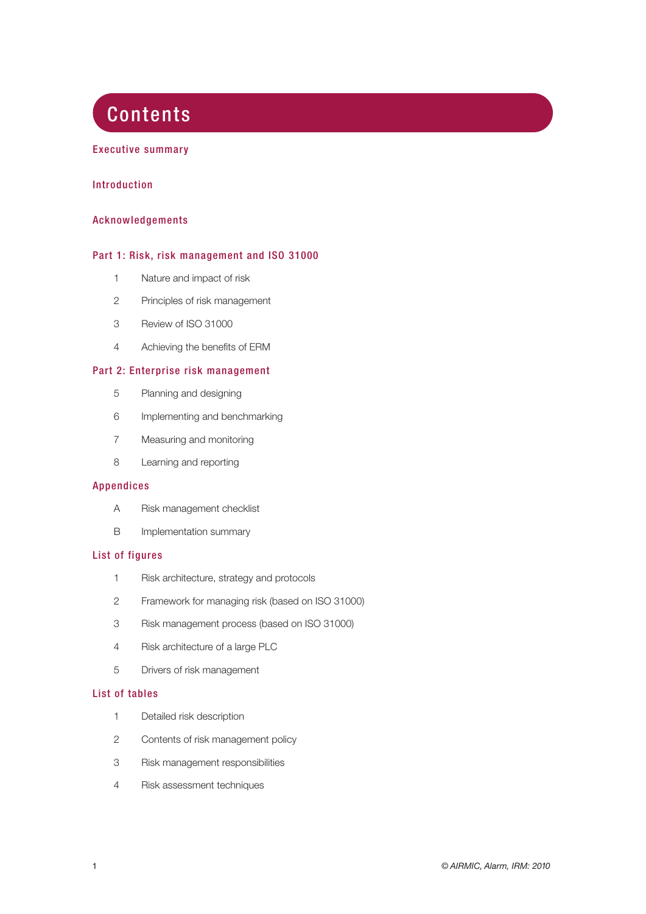# Contents

## Executive summary

## Introduction

## Acknowledgements

## Part 1: Risk, risk management and ISO 31000

1. Nature and impact of risk
2. Principles of risk management
3. Review of ISO 31000
4. Achieving the benefits of ERM

## Part 2: Enterprise risk management

5. Planning and designing
6. Implementing and benchmarking
7. Measuring and monitoring
8. Learning and reporting

## Appendices

A. Risk management checklist

B. Implementation summary

## List of figures

1. Risk architecture, strategy and protocols
2. Framework for managing risk (based on ISO 31000)
3. Risk management process (based on ISO 31000)
4. Risk architecture of a large PLC
5. Drivers of risk management

## List of tables

1. Detailed risk description
2. Contents of risk management policy
3. Risk management responsibilities
4. Risk assessment techniques

*© AIRMIC, Alarm, IRM: 2010*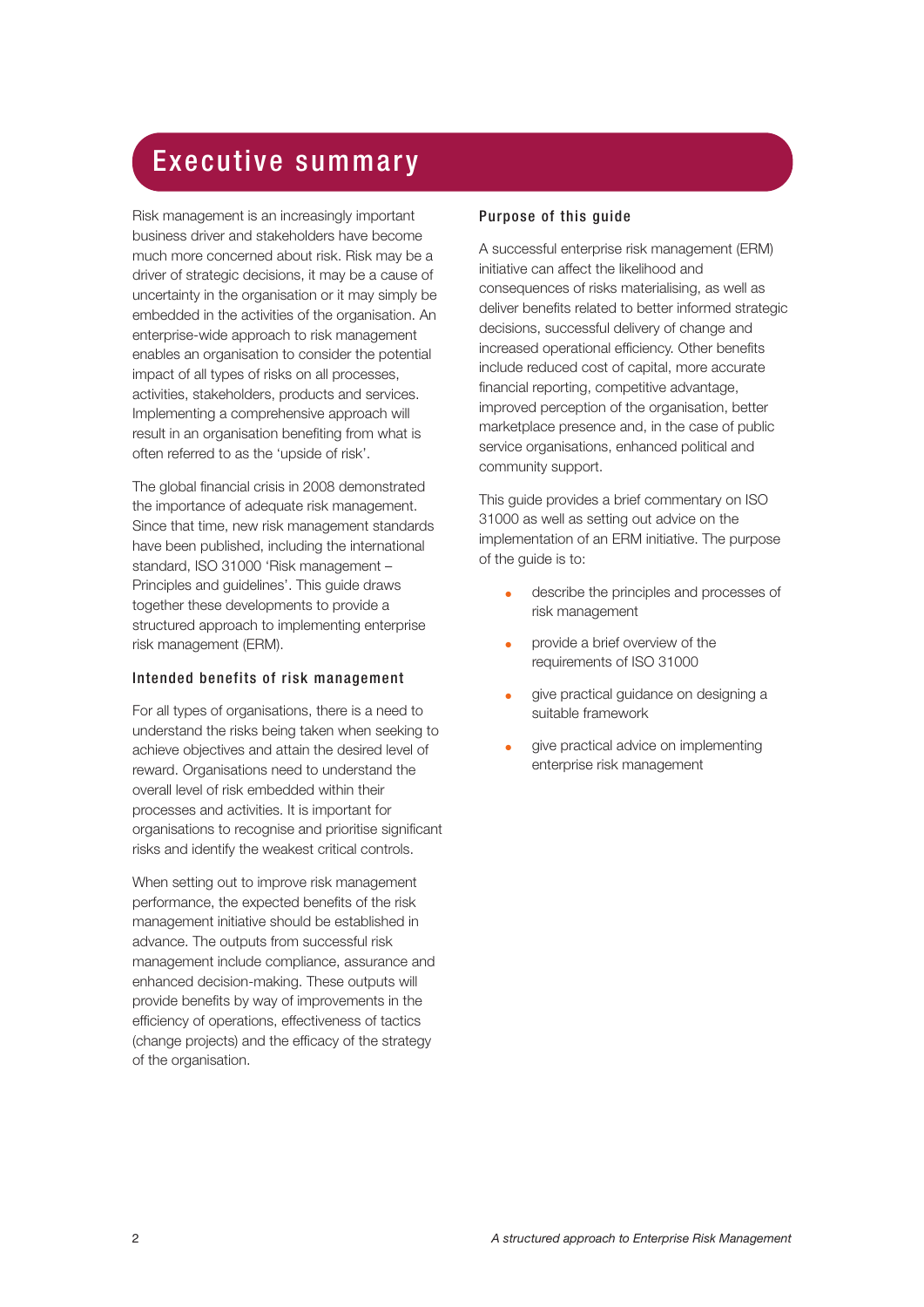# Executive summary

Risk management is an increasingly important business driver and stakeholders have become much more concerned about risk. Risk may be a driver of strategic decisions, it may be a cause of uncertainty in the organisation or it may simply be embedded in the activities of the organisation. An enterprise-wide approach to risk management enables an organisation to consider the potential impact of all types of risks on all processes, activities, stakeholders, products and services. Implementing a comprehensive approach will result in an organisation benefiting from what is often referred to as the 'upside of risk'.

The global financial crisis in 2008 demonstrated the importance of adequate risk management. Since that time, new risk management standards have been published, including the international standard, ISO 31000 'Risk management – Principles and guidelines'. This guide draws together these developments to provide a structured approach to implementing enterprise risk management (ERM).

### Intended benefits of risk management

For all types of organisations, there is a need to understand the risks being taken when seeking to achieve objectives and attain the desired level of reward. Organisations need to understand the overall level of risk embedded within their processes and activities. It is important for organisations to recognise and prioritise significant risks and identify the weakest critical controls.

When setting out to improve risk management performance, the expected benefits of the risk management initiative should be established in advance. The outputs from successful risk management include compliance, assurance and enhanced decision-making. These outputs will provide benefits by way of improvements in the efficiency of operations, effectiveness of tactics (change projects) and the efficacy of the strategy of the organisation.

### Purpose of this guide

A successful enterprise risk management (ERM) initiative can affect the likelihood and consequences of risks materialising, as well as deliver benefits related to better informed strategic decisions, successful delivery of change and increased operational efficiency. Other benefits include reduced cost of capital, more accurate financial reporting, competitive advantage, improved perception of the organisation, better marketplace presence and, in the case of public service organisations, enhanced political and community support.

This guide provides a brief commentary on ISO 31000 as well as setting out advice on the implementation of an ERM initiative. The purpose of the guide is to:

- describe the principles and processes of risk management
- provide a brief overview of the requirements of ISO 31000
- give practical guidance on designing a suitable framework
- give practical advice on implementing enterprise risk management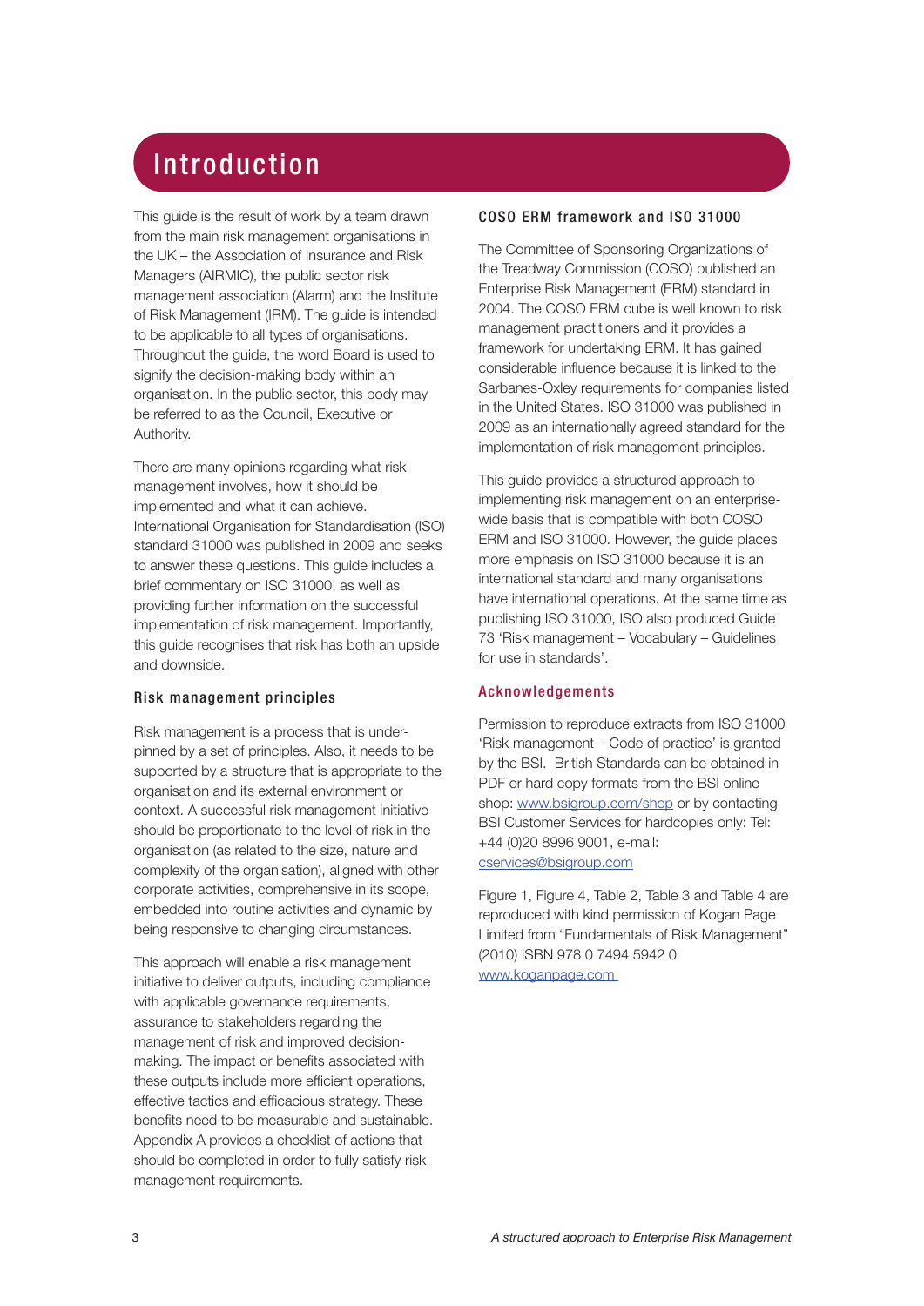# Introduction

This guide is the result of work by a team drawn from the main risk management organisations in the UK – the Association of Insurance and Risk Managers (AIRMIC), the public sector risk management association (Alarm) and the Institute of Risk Management (IRM). The guide is intended to be applicable to all types of organisations. Throughout the guide, the word Board is used to signify the decision-making body within an organisation. In the public sector, this body may be referred to as the Council, Executive or Authority.

There are many opinions regarding what risk management involves, how it should be implemented and what it can achieve. International Organisation for Standardisation (ISO) standard 31000 was published in 2009 and seeks to answer these questions. This guide includes a brief commentary on ISO 31000, as well as providing further information on the successful implementation of risk management. Importantly, this guide recognises that risk has both an upside and downside.

## Risk management principles

Risk management is a process that is under-pinned by a set of principles. Also, it needs to be supported by a structure that is appropriate to the organisation and its external environment or context. A successful risk management initiative should be proportionate to the level of risk in the organisation (as related to the size, nature and complexity of the organisation), aligned with other corporate activities, comprehensive in its scope, embedded into routine activities and dynamic by being responsive to changing circumstances.

This approach will enable a risk management initiative to deliver outputs, including compliance with applicable governance requirements, assurance to stakeholders regarding the management of risk and improved decision-making. The impact or benefits associated with these outputs include more efficient operations, effective tactics and efficacious strategy. These benefits need to be measurable and sustainable. Appendix A provides a checklist of actions that should be completed in order to fully satisfy risk management requirements.

## COSO ERM framework and ISO 31000

The Committee of Sponsoring Organizations of the Treadway Commission (COSO) published an Enterprise Risk Management (ERM) standard in 2004. The COSO ERM cube is well known to risk management practitioners and it provides a framework for undertaking ERM. It has gained considerable influence because it is linked to the Sarbanes-Oxley requirements for companies listed in the United States. ISO 31000 was published in 2009 as an internationally agreed standard for the implementation of risk management principles.

This guide provides a structured approach to implementing risk management on an enterprise-wide basis that is compatible with both COSO ERM and ISO 31000. However, the guide places more emphasis on ISO 31000 because it is an international standard and many organisations have international operations. At the same time as publishing ISO 31000, ISO also produced Guide 73 'Risk management – Vocabulary – Guidelines for use in standards'.

## Acknowledgements

Permission to reproduce extracts from ISO 31000 'Risk management – Code of practice' is granted by the BSI. British Standards can be obtained in PDF or hard copy formats from the BSI online shop: www.bsigroup.com/shop or by contacting BSI Customer Services for hardcopies only: Tel: +44 (0)20 8996 9001, e-mail: cservices@bsigroup.com

Figure 1, Figure 4, Table 2, Table 3 and Table 4 are reproduced with kind permission of Kogan Page Limited from "Fundamentals of Risk Management" (2010) ISBN 978 0 7494 5942 0 www.koganpage.com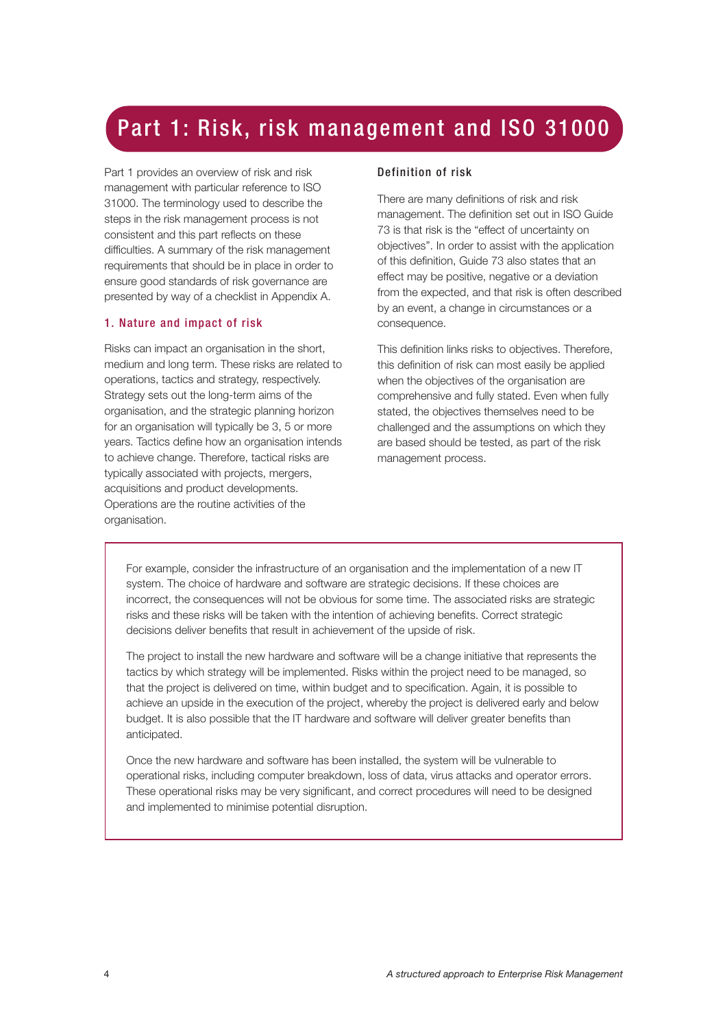# Part 1: Risk, risk management and ISO 31000

Part 1 provides an overview of risk and risk management with particular reference to ISO 31000. The terminology used to describe the steps in the risk management process is not consistent and this part reflects on these difficulties. A summary of the risk management requirements that should be in place in order to ensure good standards of risk governance are presented by way of a checklist in Appendix A.

## 1. Nature and impact of risk

Risks can impact an organisation in the short, medium and long term. These risks are related to operations, tactics and strategy, respectively. Strategy sets out the long-term aims of the organisation, and the strategic planning horizon for an organisation will typically be 3, 5 or more years. Tactics define how an organisation intends to achieve change. Therefore, tactical risks are typically associated with projects, mergers, acquisitions and product developments. Operations are the routine activities of the organisation.

### Definition of risk

There are many definitions of risk and risk management. The definition set out in ISO Guide 73 is that risk is the "effect of uncertainty on objectives". In order to assist with the application of this definition, Guide 73 also states that an effect may be positive, negative or a deviation from the expected, and that risk is often described by an event, a change in circumstances or a consequence.

This definition links risks to objectives. Therefore, this definition of risk can most easily be applied when the objectives of the organisation are comprehensive and fully stated. Even when fully stated, the objectives themselves need to be challenged and the assumptions on which they are based should be tested, as part of the risk management process.

> For example, consider the infrastructure of an organisation and the implementation of a new IT system. The choice of hardware and software are strategic decisions. If these choices are incorrect, the consequences will not be obvious for some time. The associated risks are strategic risks and these risks will be taken with the intention of achieving benefits. Correct strategic decisions deliver benefits that result in achievement of the upside of risk.
>
> The project to install the new hardware and software will be a change initiative that represents the tactics by which strategy will be implemented. Risks within the project need to be managed, so that the project is delivered on time, within budget and to specification. Again, it is possible to achieve an upside in the execution of the project, whereby the project is delivered early and below budget. It is also possible that the IT hardware and software will deliver greater benefits than anticipated.
>
> Once the new hardware and software has been installed, the system will be vulnerable to operational risks, including computer breakdown, loss of data, virus attacks and operator errors. These operational risks may be very significant, and correct procedures will need to be designed and implemented to minimise potential disruption.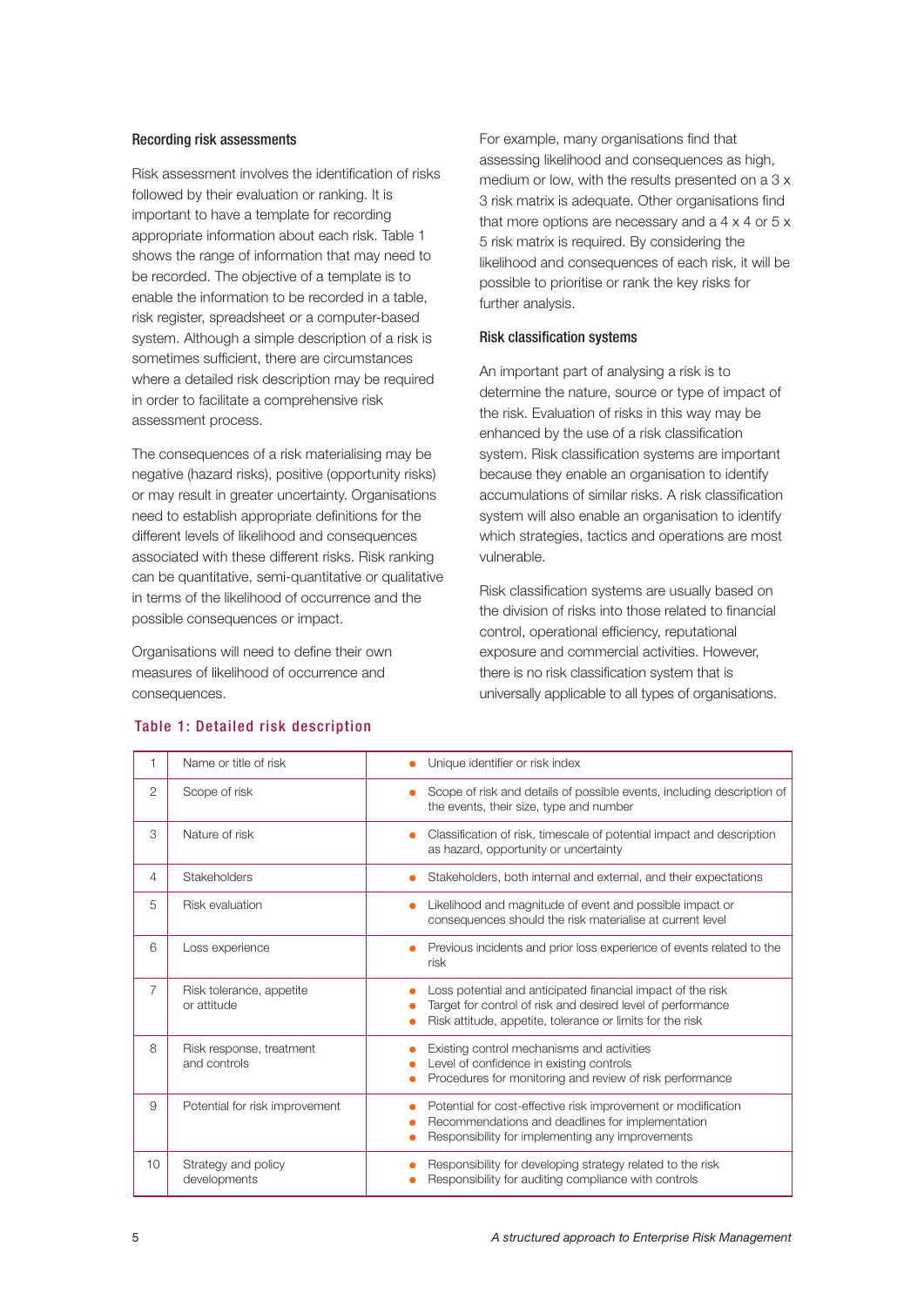### Recording risk assessments

Risk assessment involves the identification of risks followed by their evaluation or ranking. It is important to have a template for recording appropriate information about each risk. Table 1 shows the range of information that may need to be recorded. The objective of a template is to enable the information to be recorded in a table, risk register, spreadsheet or a computer-based system. Although a simple description of a risk is sometimes sufficient, there are circumstances where a detailed risk description may be required in order to facilitate a comprehensive risk assessment process.

The consequences of a risk materialising may be negative (hazard risks), positive (opportunity risks) or may result in greater uncertainty. Organisations need to establish appropriate definitions for the different levels of likelihood and consequences associated with these different risks. Risk ranking can be quantitative, semi-quantitative or qualitative in terms of the likelihood of occurrence and the possible consequences or impact.

Organisations will need to define their own measures of likelihood of occurrence and consequences.

For example, many organisations find that assessing likelihood and consequences as high, medium or low, with the results presented on a 3 x 3 risk matrix is adequate. Other organisations find that more options are necessary and a 4 x 4 or 5 x 5 risk matrix is required. By considering the likelihood and consequences of each risk, it will be possible to prioritise or rank the key risks for further analysis.

### Risk classification systems

An important part of analysing a risk is to determine the nature, source or type of impact of the risk. Evaluation of risks in this way may be enhanced by the use of a risk classification system. Risk classification systems are important because they enable an organisation to identify accumulations of similar risks. A risk classification system will also enable an organisation to identify which strategies, tactics and operations are most vulnerable.

Risk classification systems are usually based on the division of risks into those related to financial control, operational efficiency, reputational exposure and commercial activities. However, there is no risk classification system that is universally applicable to all types of organisations.

**Table 1: Detailed risk description**

| | | |
|---|---|---|
| 1 | Name or title of risk | • Unique identifier or risk index |
| 2 | Scope of risk | • Scope of risk and details of possible events, including description of the events, their size, type and number |
| 3 | Nature of risk | • Classification of risk, timescale of potential impact and description as hazard, opportunity or uncertainty |
| 4 | Stakeholders | • Stakeholders, both internal and external, and their expectations |
| 5 | Risk evaluation | • Likelihood and magnitude of event and possible impact or consequences should the risk materialise at current level |
| 6 | Loss experience | • Previous incidents and prior loss experience of events related to the risk |
| 7 | Risk tolerance, appetite or attitude | • Loss potential and anticipated financial impact of the risk<br>• Target for control of risk and desired level of performance<br>• Risk attitude, appetite, tolerance or limits for the risk |
| 8 | Risk response, treatment and controls | • Existing control mechanisms and activities<br>• Level of confidence in existing controls<br>• Procedures for monitoring and review of risk performance |
| 9 | Potential for risk improvement | • Potential for cost-effective risk improvement or modification<br>• Recommendations and deadlines for implementation<br>• Responsibility for implementing any improvements |
| 10 | Strategy and policy developments | • Responsibility for developing strategy related to the risk<br>• Responsibility for auditing compliance with controls |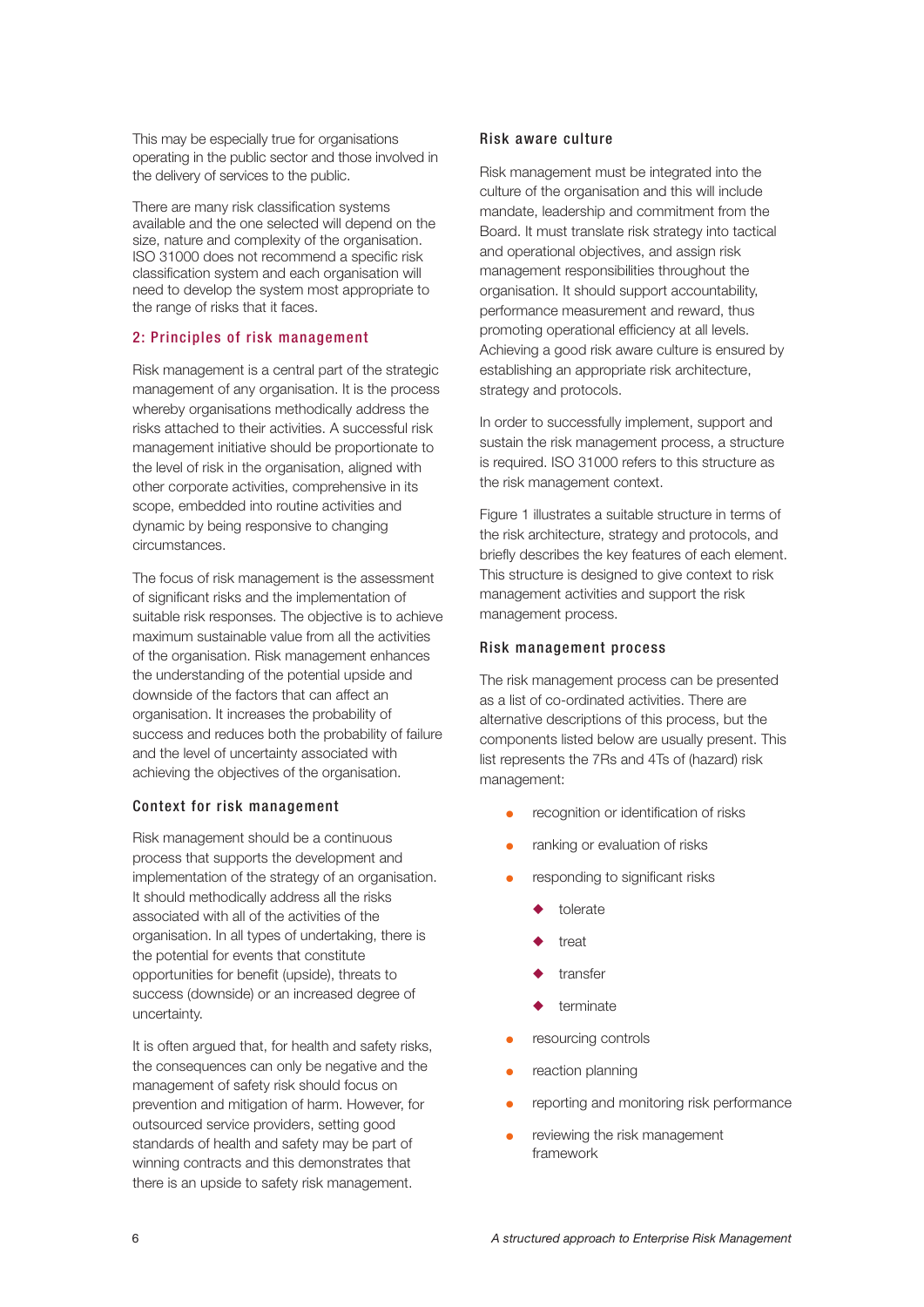This may be especially true for organisations operating in the public sector and those involved in the delivery of services to the public.

There are many risk classification systems available and the one selected will depend on the size, nature and complexity of the organisation. ISO 31000 does not recommend a specific risk classification system and each organisation will need to develop the system most appropriate to the range of risks that it faces.

## 2: Principles of risk management

Risk management is a central part of the strategic management of any organisation. It is the process whereby organisations methodically address the risks attached to their activities. A successful risk management initiative should be proportionate to the level of risk in the organisation, aligned with other corporate activities, comprehensive in its scope, embedded into routine activities and dynamic by being responsive to changing circumstances.

The focus of risk management is the assessment of significant risks and the implementation of suitable risk responses. The objective is to achieve maximum sustainable value from all the activities of the organisation. Risk management enhances the understanding of the potential upside and downside of the factors that can affect an organisation. It increases the probability of success and reduces both the probability of failure and the level of uncertainty associated with achieving the objectives of the organisation.

### Context for risk management

Risk management should be a continuous process that supports the development and implementation of the strategy of an organisation. It should methodically address all the risks associated with all of the activities of the organisation. In all types of undertaking, there is the potential for events that constitute opportunities for benefit (upside), threats to success (downside) or an increased degree of uncertainty.

It is often argued that, for health and safety risks, the consequences can only be negative and the management of safety risk should focus on prevention and mitigation of harm. However, for outsourced service providers, setting good standards of health and safety may be part of winning contracts and this demonstrates that there is an upside to safety risk management.

### Risk aware culture

Risk management must be integrated into the culture of the organisation and this will include mandate, leadership and commitment from the Board. It must translate risk strategy into tactical and operational objectives, and assign risk management responsibilities throughout the organisation. It should support accountability, performance measurement and reward, thus promoting operational efficiency at all levels. Achieving a good risk aware culture is ensured by establishing an appropriate risk architecture, strategy and protocols.

In order to successfully implement, support and sustain the risk management process, a structure is required. ISO 31000 refers to this structure as the risk management context.

Figure 1 illustrates a suitable structure in terms of the risk architecture, strategy and protocols, and briefly describes the key features of each element. This structure is designed to give context to risk management activities and support the risk management process.

### Risk management process

The risk management process can be presented as a list of co-ordinated activities. There are alternative descriptions of this process, but the components listed below are usually present. This list represents the 7Rs and 4Ts of (hazard) risk management:

- recognition or identification of risks
- ranking or evaluation of risks
- responding to significant risks
  - tolerate
  - treat
  - transfer
  - terminate
- resourcing controls
- reaction planning
- reporting and monitoring risk performance
- reviewing the risk management framework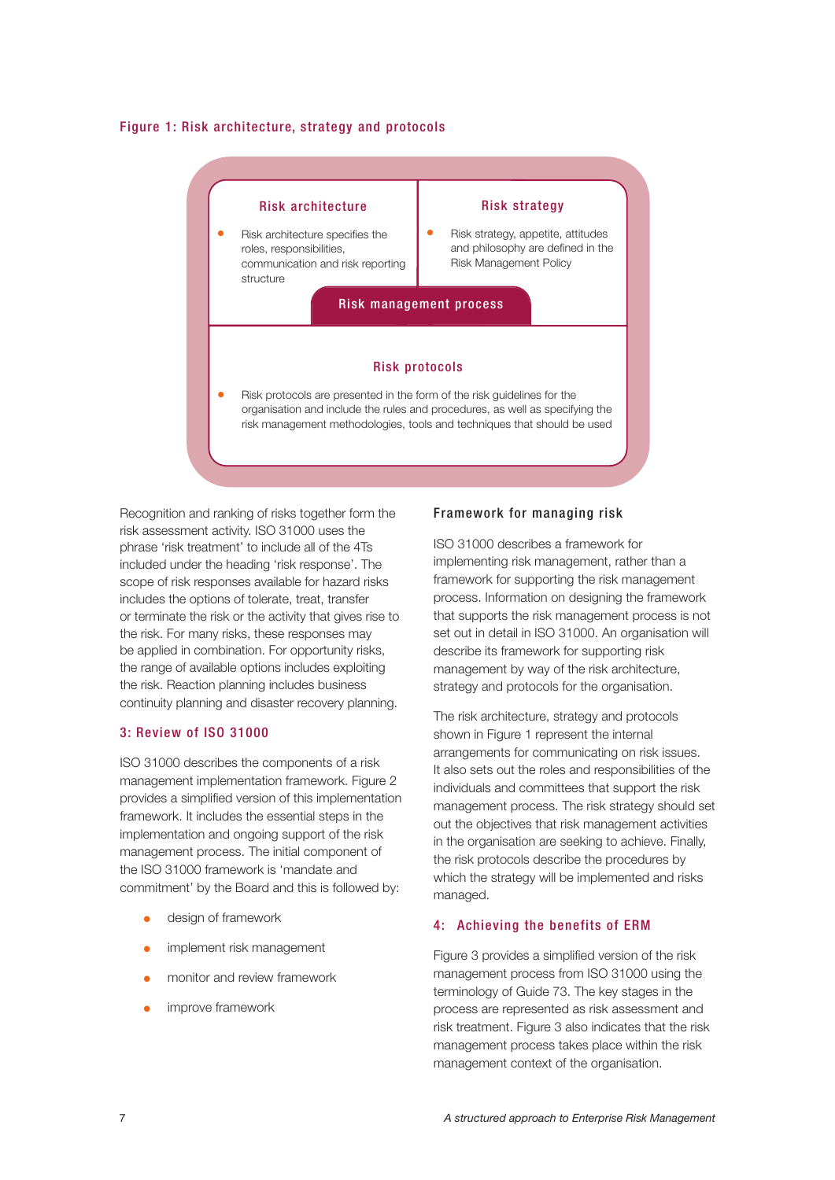**Figure 1: Risk architecture, strategy and protocols**

**Risk architecture**

- Risk architecture specifies the roles, responsibilities, communication and risk reporting structure

**Risk strategy**

- Risk strategy, appetite, attitudes and philosophy are defined in the Risk Management Policy

**Risk management process**

**Risk protocols**

- Risk protocols are presented in the form of the risk guidelines for the organisation and include the rules and procedures, as well as specifying the risk management methodologies, tools and techniques that should be used

Recognition and ranking of risks together form the risk assessment activity. ISO 31000 uses the phrase 'risk treatment' to include all of the 4Ts included under the heading 'risk response'. The scope of risk responses available for hazard risks includes the options of tolerate, treat, transfer or terminate the risk or the activity that gives rise to the risk. For many risks, these responses may be applied in combination. For opportunity risks, the range of available options includes exploiting the risk. Reaction planning includes business continuity planning and disaster recovery planning.

## 3: Review of ISO 31000

ISO 31000 describes the components of a risk management implementation framework. Figure 2 provides a simplified version of this implementation framework. It includes the essential steps in the implementation and ongoing support of the risk management process. The initial component of the ISO 31000 framework is 'mandate and commitment' by the Board and this is followed by:

- design of framework
- implement risk management
- monitor and review framework
- improve framework

### Framework for managing risk

ISO 31000 describes a framework for implementing risk management, rather than a framework for supporting the risk management process. Information on designing the framework that supports the risk management process is not set out in detail in ISO 31000. An organisation will describe its framework for supporting risk management by way of the risk architecture, strategy and protocols for the organisation.

The risk architecture, strategy and protocols shown in Figure 1 represent the internal arrangements for communicating on risk issues. It also sets out the roles and responsibilities of the individuals and committees that support the risk management process. The risk strategy should set out the objectives that risk management activities in the organisation are seeking to achieve. Finally, the risk protocols describe the procedures by which the strategy will be implemented and risks managed.

## 4: Achieving the benefits of ERM

Figure 3 provides a simplified version of the risk management process from ISO 31000 using the terminology of Guide 73. The key stages in the process are represented as risk assessment and risk treatment. Figure 3 also indicates that the risk management process takes place within the risk management context of the organisation.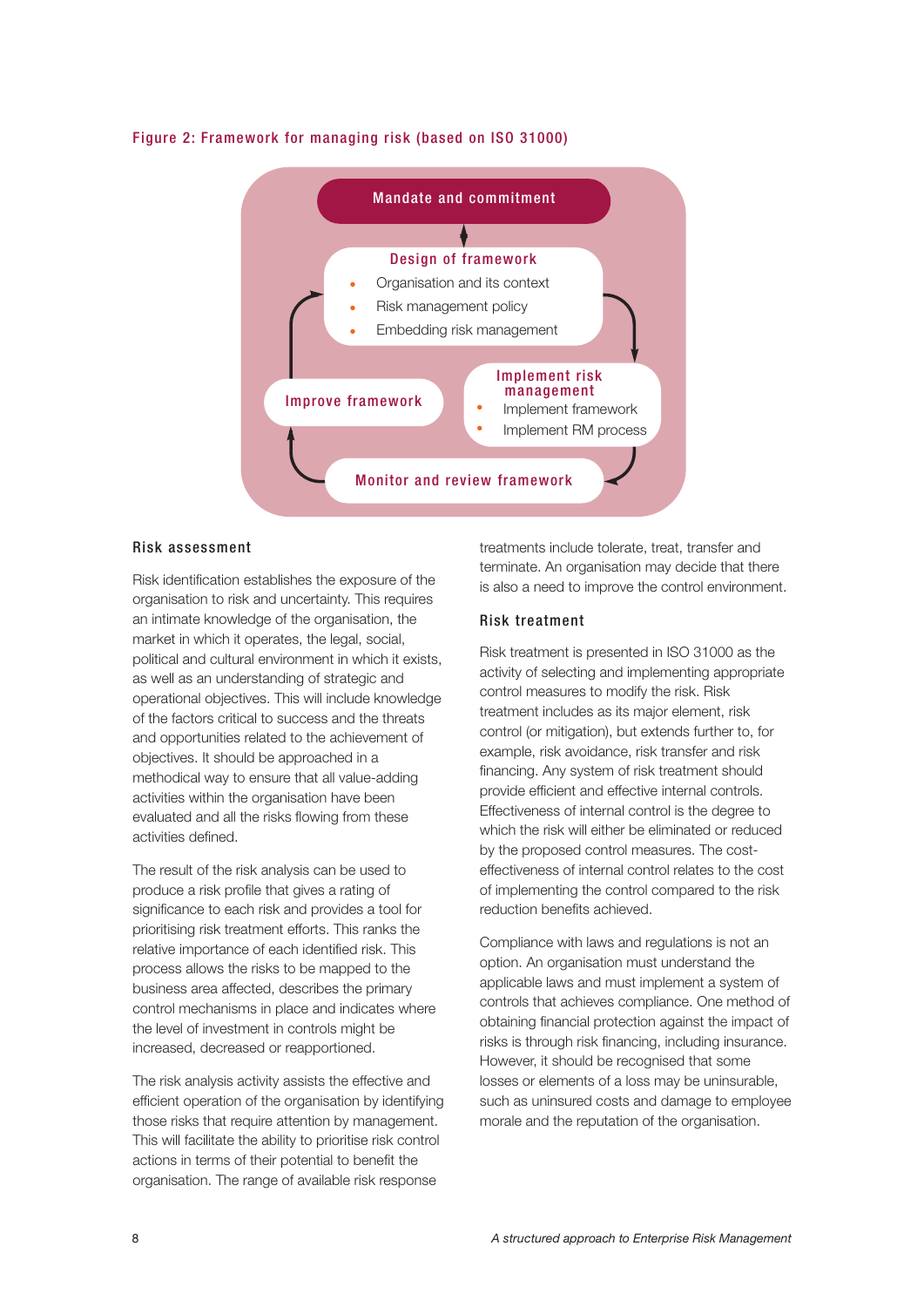Figure 2: Framework for managing risk (based on ISO 31000)

**Mandate and commitment**

**Design of framework**
- Organisation and its context
- Risk management policy
- Embedding risk management

**Implement risk management**
- Implement framework
- Implement RM process

**Monitor and review framework**

**Improve framework**

## Risk assessment

Risk identification establishes the exposure of the organisation to risk and uncertainty. This requires an intimate knowledge of the organisation, the market in which it operates, the legal, social, political and cultural environment in which it exists, as well as an understanding of strategic and operational objectives. This will include knowledge of the factors critical to success and the threats and opportunities related to the achievement of objectives. It should be approached in a methodical way to ensure that all value-adding activities within the organisation have been evaluated and all the risks flowing from these activities defined.

The result of the risk analysis can be used to produce a risk profile that gives a rating of significance to each risk and provides a tool for prioritising risk treatment efforts. This ranks the relative importance of each identified risk. This process allows the risks to be mapped to the business area affected, describes the primary control mechanisms in place and indicates where the level of investment in controls might be increased, decreased or reapportioned.

The risk analysis activity assists the effective and efficient operation of the organisation by identifying those risks that require attention by management. This will facilitate the ability to prioritise risk control actions in terms of their potential to benefit the organisation. The range of available risk response treatments include tolerate, treat, transfer and terminate. An organisation may decide that there is also a need to improve the control environment.

## Risk treatment

Risk treatment is presented in ISO 31000 as the activity of selecting and implementing appropriate control measures to modify the risk. Risk treatment includes as its major element, risk control (or mitigation), but extends further to, for example, risk avoidance, risk transfer and risk financing. Any system of risk treatment should provide efficient and effective internal controls. Effectiveness of internal control is the degree to which the risk will either be eliminated or reduced by the proposed control measures. The cost-effectiveness of internal control relates to the cost of implementing the control compared to the risk reduction benefits achieved.

Compliance with laws and regulations is not an option. An organisation must understand the applicable laws and must implement a system of controls that achieves compliance. One method of obtaining financial protection against the impact of risks is through risk financing, including insurance. However, it should be recognised that some losses or elements of a loss may be uninsurable, such as uninsured costs and damage to employee morale and the reputation of the organisation.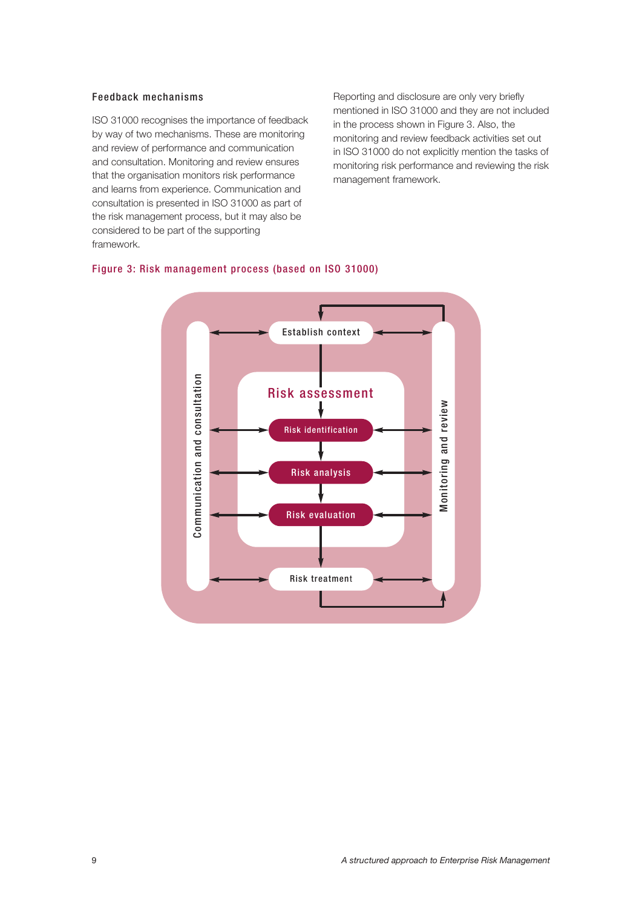### Feedback mechanisms

ISO 31000 recognises the importance of feedback by way of two mechanisms. These are monitoring and review of performance and communication and consultation. Monitoring and review ensures that the organisation monitors risk performance and learns from experience. Communication and consultation is presented in ISO 31000 as part of the risk management process, but it may also be considered to be part of the supporting framework.

Reporting and disclosure are only very briefly mentioned in ISO 31000 and they are not included in the process shown in Figure 3. Also, the monitoring and review feedback activities set out in ISO 31000 do not explicitly mention the tasks of monitoring risk performance and reviewing the risk management framework.

**Figure 3: Risk management process (based on ISO 31000)**

Communication and consultation

Establish context

Risk assessment

Risk identification

Risk analysis

Risk evaluation

Risk treatment

Monitoring and review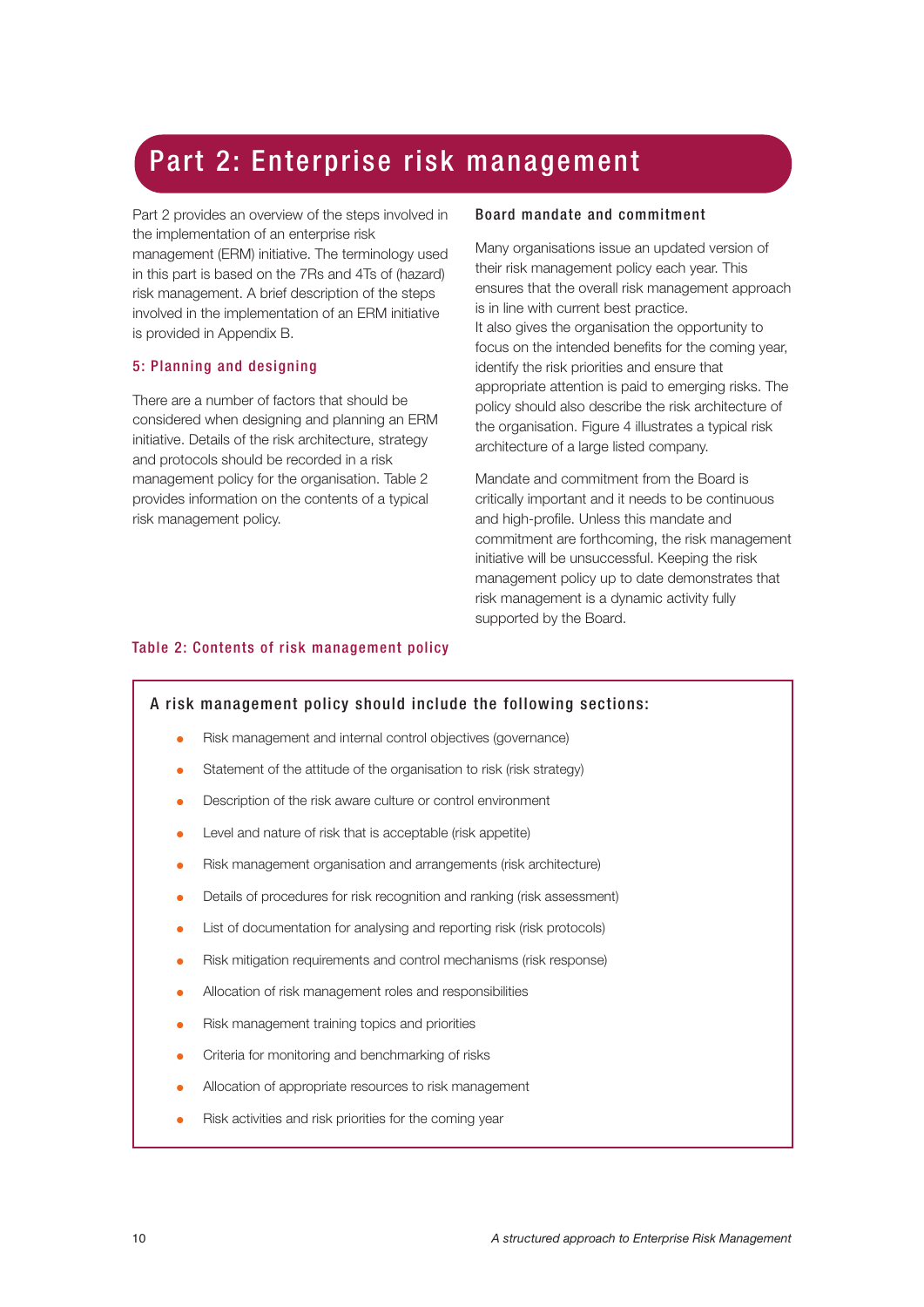# Part 2: Enterprise risk management

Part 2 provides an overview of the steps involved in the implementation of an enterprise risk management (ERM) initiative. The terminology used in this part is based on the 7Rs and 4Ts of (hazard) risk management. A brief description of the steps involved in the implementation of an ERM initiative is provided in Appendix B.

## 5: Planning and designing

There are a number of factors that should be considered when designing and planning an ERM initiative. Details of the risk architecture, strategy and protocols should be recorded in a risk management policy for the organisation. Table 2 provides information on the contents of a typical risk management policy.

### Board mandate and commitment

Many organisations issue an updated version of their risk management policy each year. This ensures that the overall risk management approach is in line with current best practice.
It also gives the organisation the opportunity to focus on the intended benefits for the coming year, identify the risk priorities and ensure that appropriate attention is paid to emerging risks. The policy should also describe the risk architecture of the organisation. Figure 4 illustrates a typical risk architecture of a large listed company.

Mandate and commitment from the Board is critically important and it needs to be continuous and high-profile. Unless this mandate and commitment are forthcoming, the risk management initiative will be unsuccessful. Keeping the risk management policy up to date demonstrates that risk management is a dynamic activity fully supported by the Board.

### Table 2: Contents of risk management policy

**A risk management policy should include the following sections:**

- Risk management and internal control objectives (governance)
- Statement of the attitude of the organisation to risk (risk strategy)
- Description of the risk aware culture or control environment
- Level and nature of risk that is acceptable (risk appetite)
- Risk management organisation and arrangements (risk architecture)
- Details of procedures for risk recognition and ranking (risk assessment)
- List of documentation for analysing and reporting risk (risk protocols)
- Risk mitigation requirements and control mechanisms (risk response)
- Allocation of risk management roles and responsibilities
- Risk management training topics and priorities
- Criteria for monitoring and benchmarking of risks
- Allocation of appropriate resources to risk management
- Risk activities and risk priorities for the coming year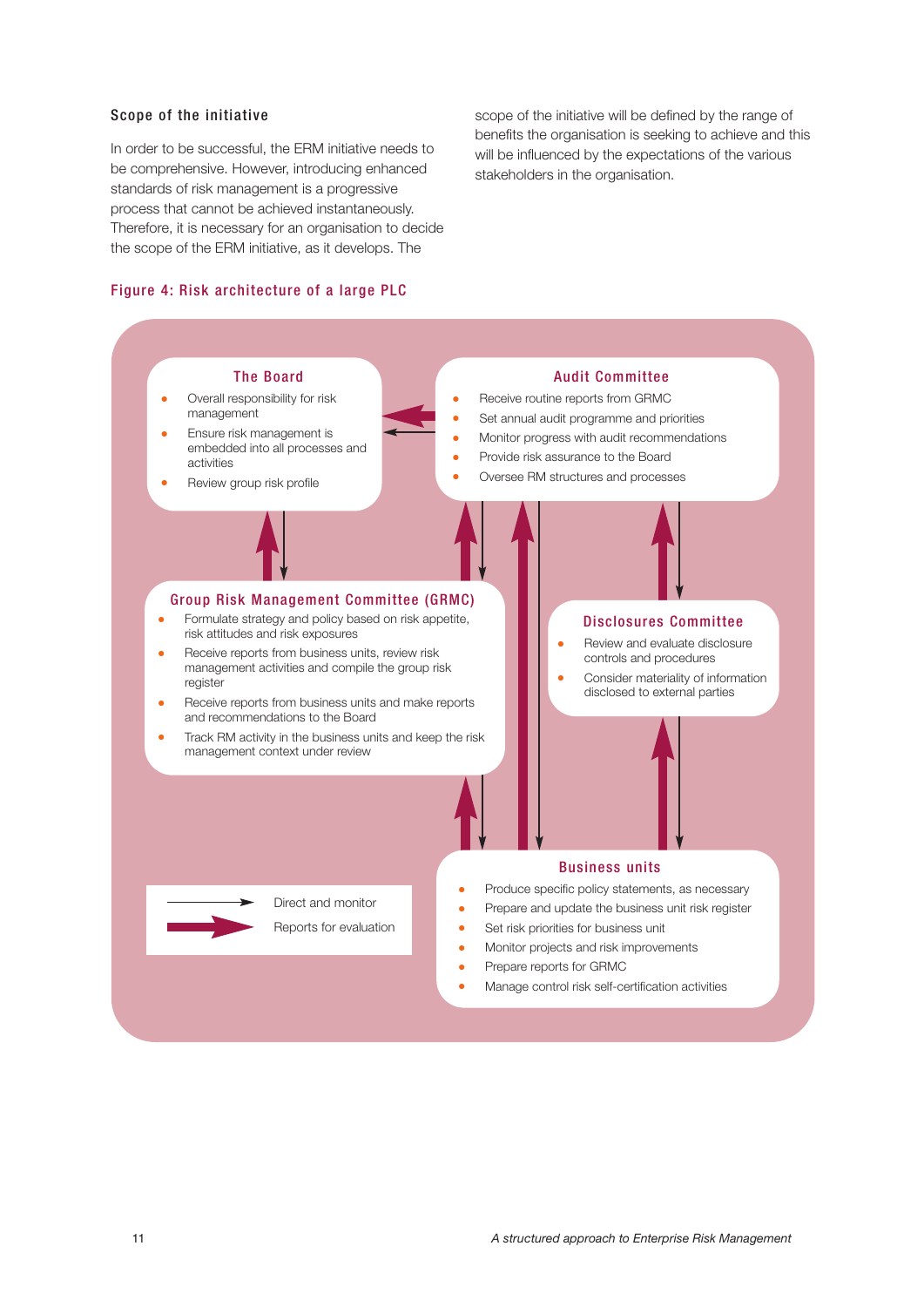## Scope of the initiative

In order to be successful, the ERM initiative needs to be comprehensive. However, introducing enhanced standards of risk management is a progressive process that cannot be achieved instantaneously. Therefore, it is necessary for an organisation to decide the scope of the ERM initiative, as it develops. The scope of the initiative will be defined by the range of benefits the organisation is seeking to achieve and this will be influenced by the expectations of the various stakeholders in the organisation.

**Figure 4: Risk architecture of a large PLC**

**The Board**

- Overall responsibility for risk management
- Ensure risk management is embedded into all processes and activities
- Review group risk profile

**Audit Committee**

- Receive routine reports from GRMC
- Set annual audit programme and priorities
- Monitor progress with audit recommendations
- Provide risk assurance to the Board
- Oversee RM structures and processes

**Group Risk Management Committee (GRMC)**

- Formulate strategy and policy based on risk appetite, risk attitudes and risk exposures
- Receive reports from business units, review risk management activities and compile the group risk register
- Receive reports from business units and make reports and recommendations to the Board
- Track RM activity in the business units and keep the risk management context under review

**Disclosures Committee**

- Review and evaluate disclosure controls and procedures
- Consider materiality of information disclosed to external parties

**Business units**

- Produce specific policy statements, as necessary
- Prepare and update the business unit risk register
- Set risk priorities for business unit
- Monitor projects and risk improvements
- Prepare reports for GRMC
- Manage control risk self-certification activities

Direct and monitor

Reports for evaluation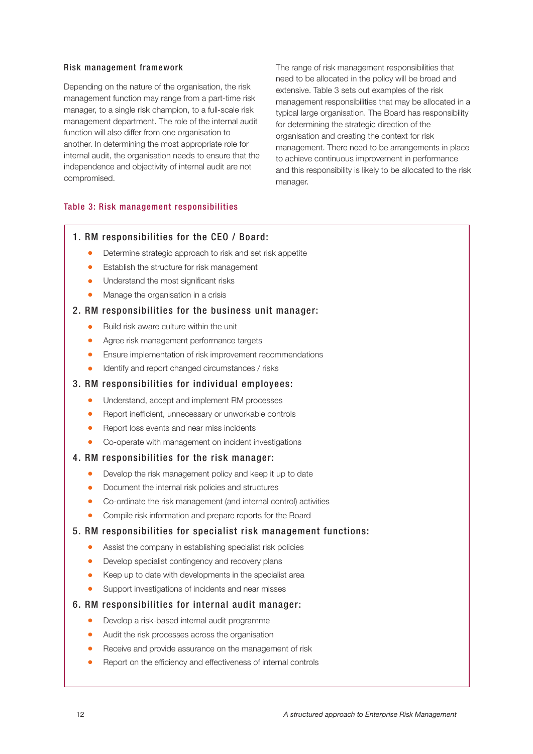## Risk management framework

Depending on the nature of the organisation, the risk management function may range from a part-time risk manager, to a single risk champion, to a full-scale risk management department. The role of the internal audit function will also differ from one organisation to another. In determining the most appropriate role for internal audit, the organisation needs to ensure that the independence and objectivity of internal audit are not compromised.

The range of risk management responsibilities that need to be allocated in the policy will be broad and extensive. Table 3 sets out examples of the risk management responsibilities that may be allocated in a typical large organisation. The Board has responsibility for determining the strategic direction of the organisation and creating the context for risk management. There need to be arrangements in place to achieve continuous improvement in performance and this responsibility is likely to be allocated to the risk manager.

### Table 3: Risk management responsibilities

**1. RM responsibilities for the CEO / Board:**

- Determine strategic approach to risk and set risk appetite
- Establish the structure for risk management
- Understand the most significant risks
- Manage the organisation in a crisis

**2. RM responsibilities for the business unit manager:**

- Build risk aware culture within the unit
- Agree risk management performance targets
- Ensure implementation of risk improvement recommendations
- Identify and report changed circumstances / risks

**3. RM responsibilities for individual employees:**

- Understand, accept and implement RM processes
- Report inefficient, unnecessary or unworkable controls
- Report loss events and near miss incidents
- Co-operate with management on incident investigations

**4. RM responsibilities for the risk manager:**

- Develop the risk management policy and keep it up to date
- Document the internal risk policies and structures
- Co-ordinate the risk management (and internal control) activities
- Compile risk information and prepare reports for the Board

**5. RM responsibilities for specialist risk management functions:**

- Assist the company in establishing specialist risk policies
- Develop specialist contingency and recovery plans
- Keep up to date with developments in the specialist area
- Support investigations of incidents and near misses

**6. RM responsibilities for internal audit manager:**

- Develop a risk-based internal audit programme
- Audit the risk processes across the organisation
- Receive and provide assurance on the management of risk
- Report on the efficiency and effectiveness of internal controls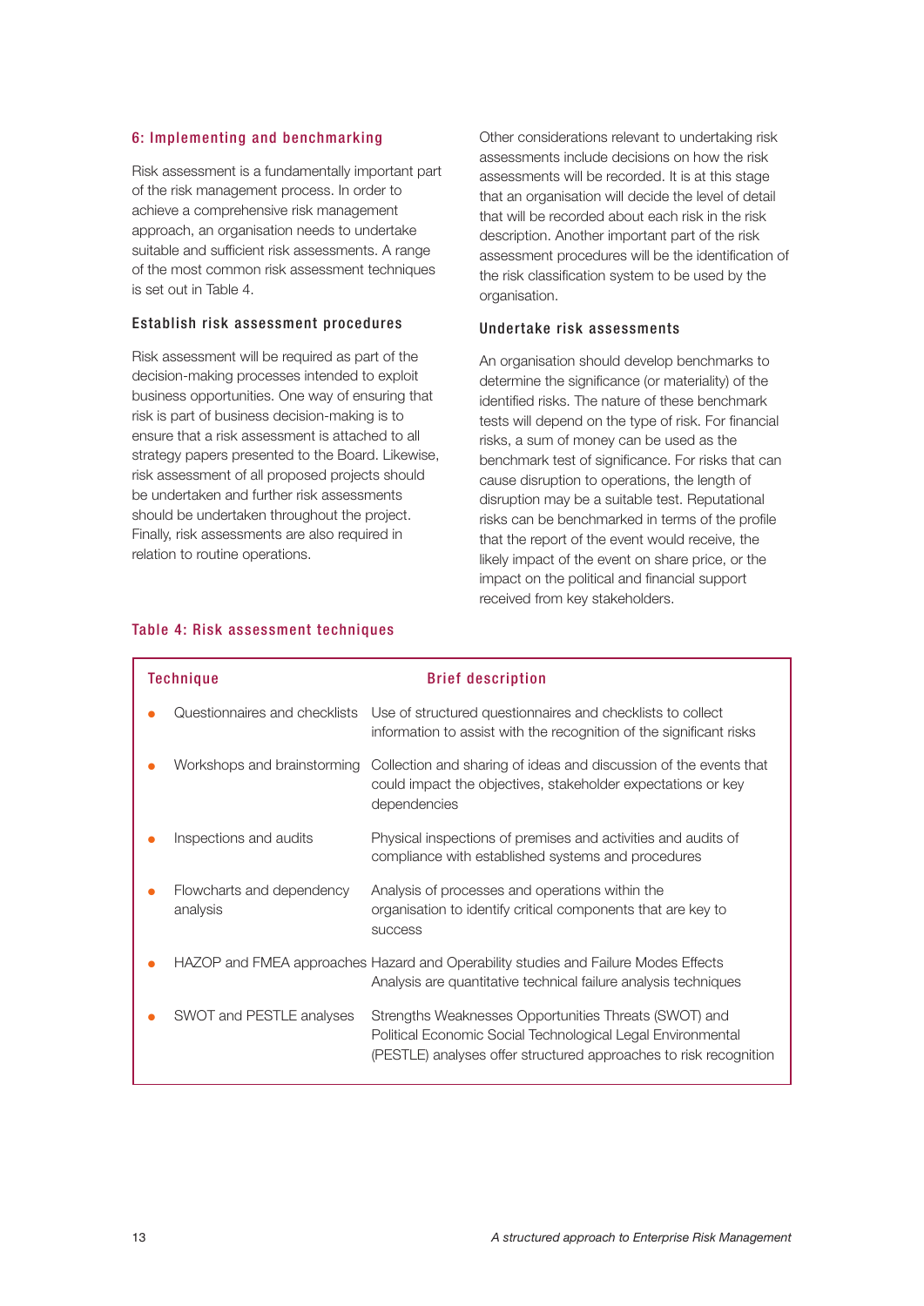## 6: Implementing and benchmarking

Risk assessment is a fundamentally important part of the risk management process. In order to achieve a comprehensive risk management approach, an organisation needs to undertake suitable and sufficient risk assessments. A range of the most common risk assessment techniques is set out in Table 4.

### Establish risk assessment procedures

Risk assessment will be required as part of the decision-making processes intended to exploit business opportunities. One way of ensuring that risk is part of business decision-making is to ensure that a risk assessment is attached to all strategy papers presented to the Board. Likewise, risk assessment of all proposed projects should be undertaken and further risk assessments should be undertaken throughout the project. Finally, risk assessments are also required in relation to routine operations.

Other considerations relevant to undertaking risk assessments include decisions on how the risk assessments will be recorded. It is at this stage that an organisation will decide the level of detail that will be recorded about each risk in the risk description. Another important part of the risk assessment procedures will be the identification of the risk classification system to be used by the organisation.

### Undertake risk assessments

An organisation should develop benchmarks to determine the significance (or materiality) of the identified risks. The nature of these benchmark tests will depend on the type of risk. For financial risks, a sum of money can be used as the benchmark test of significance. For risks that can cause disruption to operations, the length of disruption may be a suitable test. Reputational risks can be benchmarked in terms of the profile that the report of the event would receive, the likely impact of the event on share price, or the impact on the political and financial support received from key stakeholders.

### Table 4: Risk assessment techniques

| Technique | Brief description |
|---|---|
| Questionnaires and checklists | Use of structured questionnaires and checklists to collect information to assist with the recognition of the significant risks |
| Workshops and brainstorming | Collection and sharing of ideas and discussion of the events that could impact the objectives, stakeholder expectations or key dependencies |
| Inspections and audits | Physical inspections of premises and activities and audits of compliance with established systems and procedures |
| Flowcharts and dependency analysis | Analysis of processes and operations within the organisation to identify critical components that are key to success |
| HAZOP and FMEA approaches | Hazard and Operability studies and Failure Modes Effects Analysis are quantitative technical failure analysis techniques |
| SWOT and PESTLE analyses | Strengths Weaknesses Opportunities Threats (SWOT) and Political Economic Social Technological Legal Environmental (PESTLE) analyses offer structured approaches to risk recognition |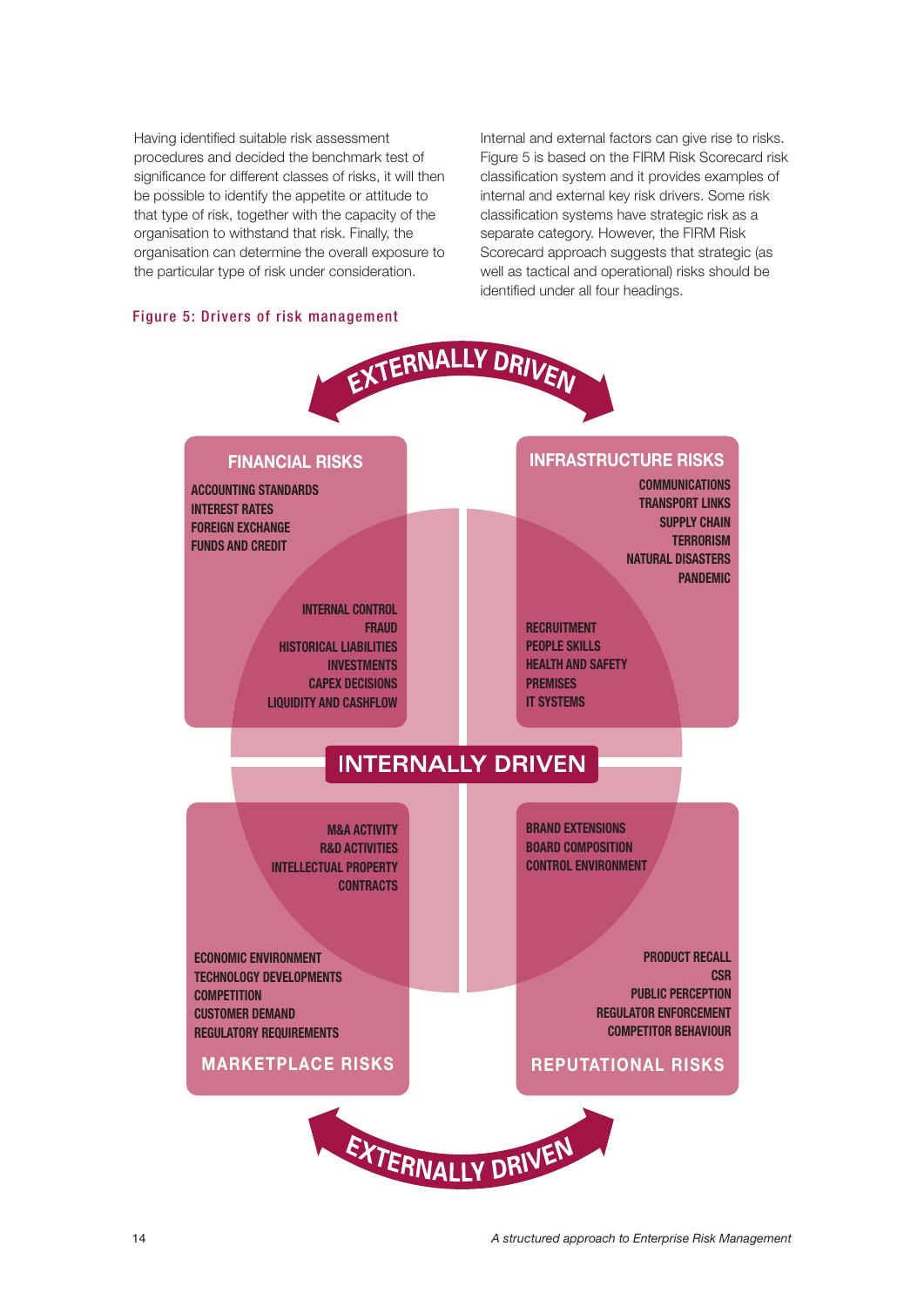Having identified suitable risk assessment procedures and decided the benchmark test of significance for different classes of risks, it will then be possible to identify the appetite or attitude to that type of risk, together with the capacity of the organisation to withstand that risk. Finally, the organisation can determine the overall exposure to the particular type of risk under consideration.

Internal and external factors can give rise to risks. Figure 5 is based on the FIRM Risk Scorecard risk classification system and it provides examples of internal and external key risk drivers. Some risk classification systems have strategic risk as a separate category. However, the FIRM Risk Scorecard approach suggests that strategic (as well as tactical and operational) risks should be identified under all four headings.

**Figure 5: Drivers of risk management**

EXTERNALLY DRIVEN

**FINANCIAL RISKS**

ACCOUNTING STANDARDS
INTEREST RATES
FOREIGN EXCHANGE
FUNDS AND CREDIT

INTERNAL CONTROL
FRAUD
HISTORICAL LIABILITIES
INVESTMENTS
CAPEX DECISIONS
LIQUIDITY AND CASHFLOW

**INFRASTRUCTURE RISKS**

COMMUNICATIONS
TRANSPORT LINKS
SUPPLY CHAIN
TERRORISM
NATURAL DISASTERS
PANDEMIC

RECRUITMENT
PEOPLE SKILLS
HEALTH AND SAFETY
PREMISES
IT SYSTEMS

INTERNALLY DRIVEN

M&A ACTIVITY
R&D ACTIVITIES
INTELLECTUAL PROPERTY
CONTRACTS

ECONOMIC ENVIRONMENT
TECHNOLOGY DEVELOPMENTS
COMPETITION
CUSTOMER DEMAND
REGULATORY REQUIREMENTS

**MARKETPLACE RISKS**

BRAND EXTENSIONS
BOARD COMPOSITION
CONTROL ENVIRONMENT

PRODUCT RECALL
CSR
PUBLIC PERCEPTION
REGULATOR ENFORCEMENT
COMPETITOR BEHAVIOUR

**REPUTATIONAL RISKS**

EXTERNALLY DRIVEN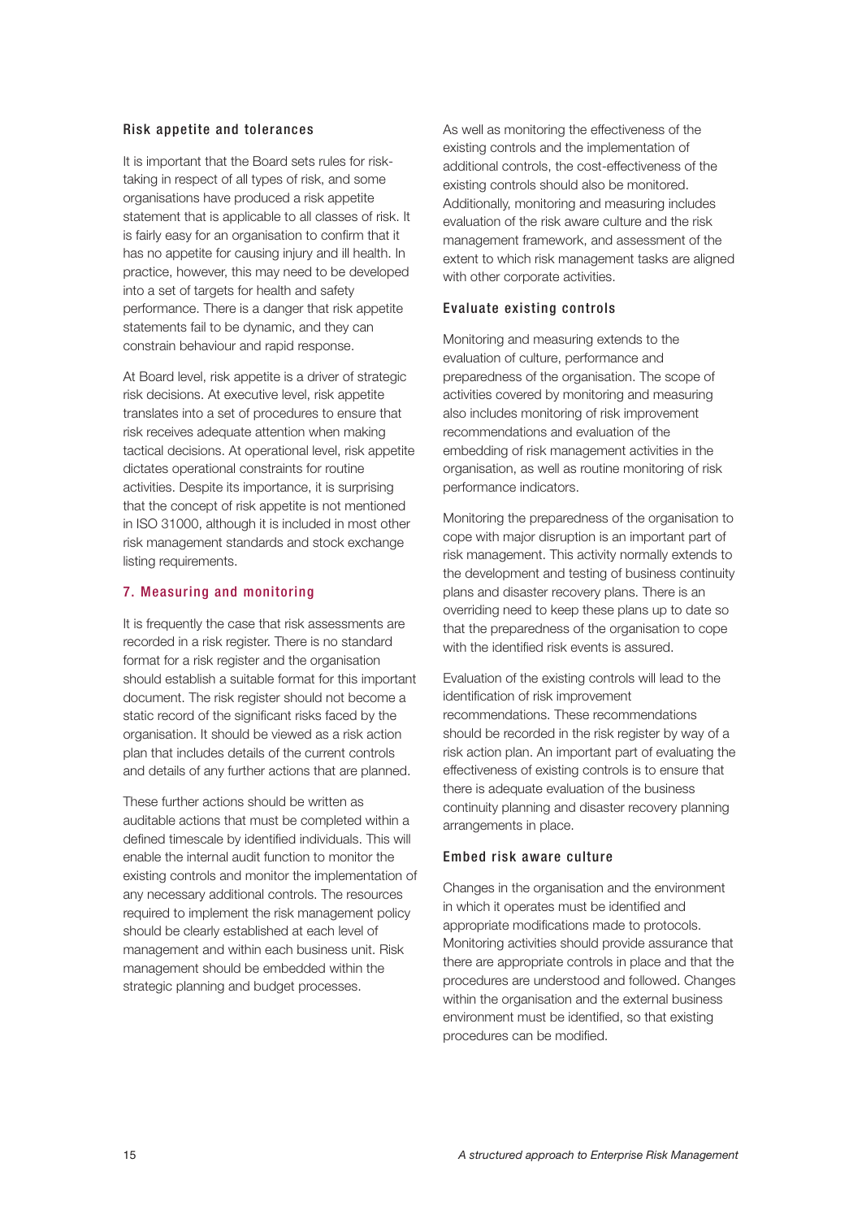### Risk appetite and tolerances

It is important that the Board sets rules for risk-taking in respect of all types of risk, and some organisations have produced a risk appetite statement that is applicable to all classes of risk. It is fairly easy for an organisation to confirm that it has no appetite for causing injury and ill health. In practice, however, this may need to be developed into a set of targets for health and safety performance. There is a danger that risk appetite statements fail to be dynamic, and they can constrain behaviour and rapid response.

At Board level, risk appetite is a driver of strategic risk decisions. At executive level, risk appetite translates into a set of procedures to ensure that risk receives adequate attention when making tactical decisions. At operational level, risk appetite dictates operational constraints for routine activities. Despite its importance, it is surprising that the concept of risk appetite is not mentioned in ISO 31000, although it is included in most other risk management standards and stock exchange listing requirements.

## 7. Measuring and monitoring

It is frequently the case that risk assessments are recorded in a risk register. There is no standard format for a risk register and the organisation should establish a suitable format for this important document. The risk register should not become a static record of the significant risks faced by the organisation. It should be viewed as a risk action plan that includes details of the current controls and details of any further actions that are planned.

These further actions should be written as auditable actions that must be completed within a defined timescale by identified individuals. This will enable the internal audit function to monitor the existing controls and monitor the implementation of any necessary additional controls. The resources required to implement the risk management policy should be clearly established at each level of management and within each business unit. Risk management should be embedded within the strategic planning and budget processes.

As well as monitoring the effectiveness of the existing controls and the implementation of additional controls, the cost-effectiveness of the existing controls should also be monitored. Additionally, monitoring and measuring includes evaluation of the risk aware culture and the risk management framework, and assessment of the extent to which risk management tasks are aligned with other corporate activities.

### Evaluate existing controls

Monitoring and measuring extends to the evaluation of culture, performance and preparedness of the organisation. The scope of activities covered by monitoring and measuring also includes monitoring of risk improvement recommendations and evaluation of the embedding of risk management activities in the organisation, as well as routine monitoring of risk performance indicators.

Monitoring the preparedness of the organisation to cope with major disruption is an important part of risk management. This activity normally extends to the development and testing of business continuity plans and disaster recovery plans. There is an overriding need to keep these plans up to date so that the preparedness of the organisation to cope with the identified risk events is assured.

Evaluation of the existing controls will lead to the identification of risk improvement recommendations. These recommendations should be recorded in the risk register by way of a risk action plan. An important part of evaluating the effectiveness of existing controls is to ensure that there is adequate evaluation of the business continuity planning and disaster recovery planning arrangements in place.

### Embed risk aware culture

Changes in the organisation and the environment in which it operates must be identified and appropriate modifications made to protocols. Monitoring activities should provide assurance that there are appropriate controls in place and that the procedures are understood and followed. Changes within the organisation and the external business environment must be identified, so that existing procedures can be modified.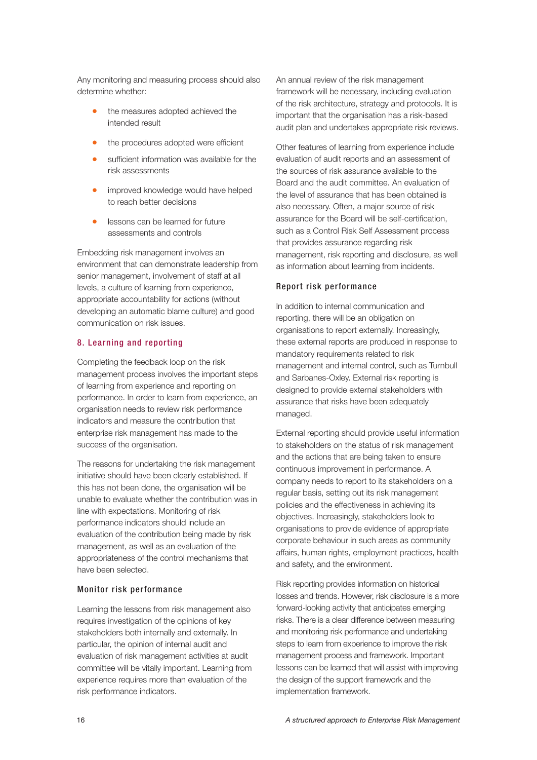Any monitoring and measuring process should also determine whether:

- the measures adopted achieved the intended result
- the procedures adopted were efficient
- sufficient information was available for the risk assessments
- improved knowledge would have helped to reach better decisions
- lessons can be learned for future assessments and controls

Embedding risk management involves an environment that can demonstrate leadership from senior management, involvement of staff at all levels, a culture of learning from experience, appropriate accountability for actions (without developing an automatic blame culture) and good communication on risk issues.

## 8. Learning and reporting

Completing the feedback loop on the risk management process involves the important steps of learning from experience and reporting on performance. In order to learn from experience, an organisation needs to review risk performance indicators and measure the contribution that enterprise risk management has made to the success of the organisation.

The reasons for undertaking the risk management initiative should have been clearly established. If this has not been done, the organisation will be unable to evaluate whether the contribution was in line with expectations. Monitoring of risk performance indicators should include an evaluation of the contribution being made by risk management, as well as an evaluation of the appropriateness of the control mechanisms that have been selected.

### Monitor risk performance

Learning the lessons from risk management also requires investigation of the opinions of key stakeholders both internally and externally. In particular, the opinion of internal audit and evaluation of risk management activities at audit committee will be vitally important. Learning from experience requires more than evaluation of the risk performance indicators.

An annual review of the risk management framework will be necessary, including evaluation of the risk architecture, strategy and protocols. It is important that the organisation has a risk-based audit plan and undertakes appropriate risk reviews.

Other features of learning from experience include evaluation of audit reports and an assessment of the sources of risk assurance available to the Board and the audit committee. An evaluation of the level of assurance that has been obtained is also necessary. Often, a major source of risk assurance for the Board will be self-certification, such as a Control Risk Self Assessment process that provides assurance regarding risk management, risk reporting and disclosure, as well as information about learning from incidents.

### Report risk performance

In addition to internal communication and reporting, there will be an obligation on organisations to report externally. Increasingly, these external reports are produced in response to mandatory requirements related to risk management and internal control, such as Turnbull and Sarbanes-Oxley. External risk reporting is designed to provide external stakeholders with assurance that risks have been adequately managed.

External reporting should provide useful information to stakeholders on the status of risk management and the actions that are being taken to ensure continuous improvement in performance. A company needs to report to its stakeholders on a regular basis, setting out its risk management policies and the effectiveness in achieving its objectives. Increasingly, stakeholders look to organisations to provide evidence of appropriate corporate behaviour in such areas as community affairs, human rights, employment practices, health and safety, and the environment.

Risk reporting provides information on historical losses and trends. However, risk disclosure is a more forward-looking activity that anticipates emerging risks. There is a clear difference between measuring and monitoring risk performance and undertaking steps to learn from experience to improve the risk management process and framework. Important lessons can be learned that will assist with improving the design of the support framework and the implementation framework.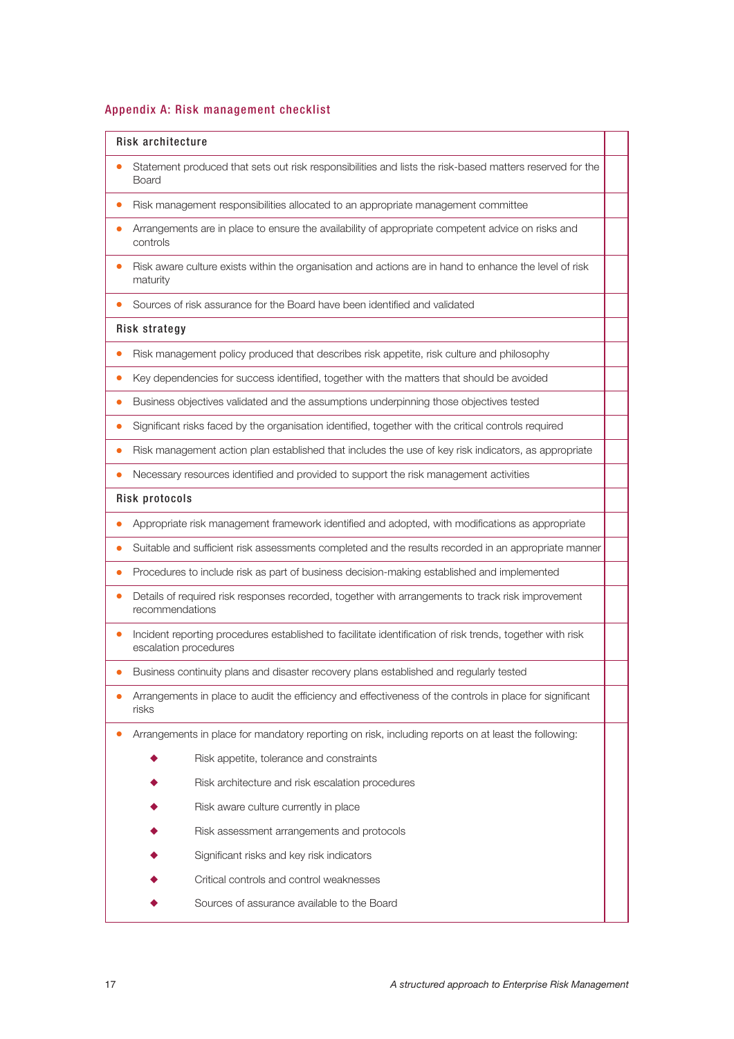## Appendix A: Risk management checklist

| Risk architecture | |
|---|---|
| • Statement produced that sets out risk responsibilities and lists the risk-based matters reserved for the Board | |
| • Risk management responsibilities allocated to an appropriate management committee | |
| • Arrangements are in place to ensure the availability of appropriate competent advice on risks and controls | |
| • Risk aware culture exists within the organisation and actions are in hand to enhance the level of risk maturity | |
| • Sources of risk assurance for the Board have been identified and validated | |
| **Risk strategy** | |
| • Risk management policy produced that describes risk appetite, risk culture and philosophy | |
| • Key dependencies for success identified, together with the matters that should be avoided | |
| • Business objectives validated and the assumptions underpinning those objectives tested | |
| • Significant risks faced by the organisation identified, together with the critical controls required | |
| • Risk management action plan established that includes the use of key risk indicators, as appropriate | |
| • Necessary resources identified and provided to support the risk management activities | |
| **Risk protocols** | |
| • Appropriate risk management framework identified and adopted, with modifications as appropriate | |
| • Suitable and sufficient risk assessments completed and the results recorded in an appropriate manner | |
| • Procedures to include risk as part of business decision-making established and implemented | |
| • Details of required risk responses recorded, together with arrangements to track risk improvement recommendations | |
| • Incident reporting procedures established to facilitate identification of risk trends, together with risk escalation procedures | |
| • Business continuity plans and disaster recovery plans established and regularly tested | |
| • Arrangements in place to audit the efficiency and effectiveness of the controls in place for significant risks | |
| • Arrangements in place for mandatory reporting on risk, including reports on at least the following:<br>◆ Risk appetite, tolerance and constraints<br>◆ Risk architecture and risk escalation procedures<br>◆ Risk aware culture currently in place<br>◆ Risk assessment arrangements and protocols<br>◆ Significant risks and key risk indicators<br>◆ Critical controls and control weaknesses<br>◆ Sources of assurance available to the Board | |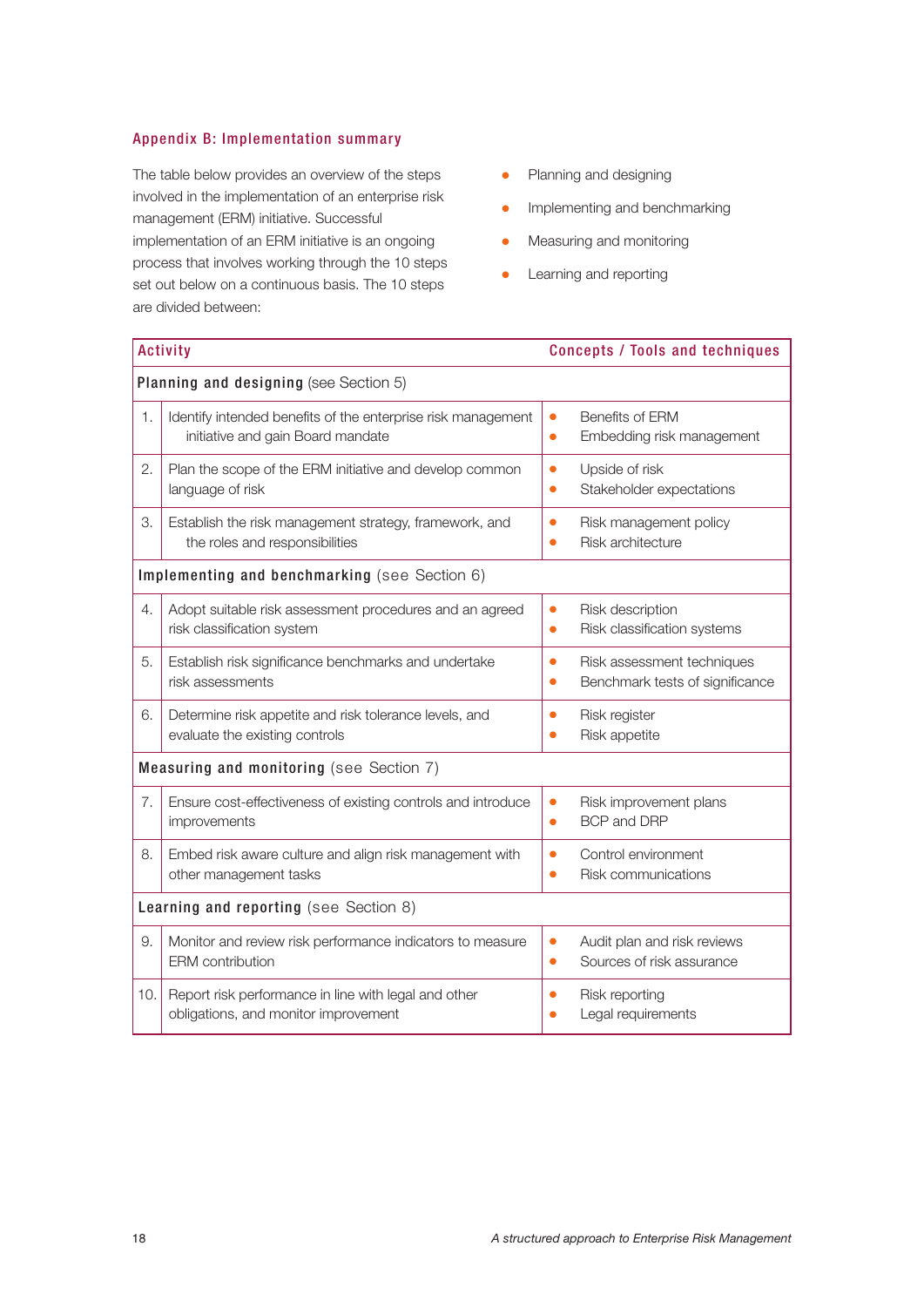## Appendix B: Implementation summary

The table below provides an overview of the steps involved in the implementation of an enterprise risk management (ERM) initiative. Successful implementation of an ERM initiative is an ongoing process that involves working through the 10 steps set out below on a continuous basis. The 10 steps are divided between:

- Planning and designing
- Implementing and benchmarking
- Measuring and monitoring
- Learning and reporting

| | Activity | Concepts / Tools and techniques |
|---|---|---|
| | **Planning and designing** (see Section 5) | |
| 1. | Identify intended benefits of the enterprise risk management initiative and gain Board mandate | • Benefits of ERM<br>• Embedding risk management |
| 2. | Plan the scope of the ERM initiative and develop common language of risk | • Upside of risk<br>• Stakeholder expectations |
| 3. | Establish the risk management strategy, framework, and the roles and responsibilities | • Risk management policy<br>• Risk architecture |
| | **Implementing and benchmarking** (see Section 6) | |
| 4. | Adopt suitable risk assessment procedures and an agreed risk classification system | • Risk description<br>• Risk classification systems |
| 5. | Establish risk significance benchmarks and undertake risk assessments | • Risk assessment techniques<br>• Benchmark tests of significance |
| 6. | Determine risk appetite and risk tolerance levels, and evaluate the existing controls | • Risk register<br>• Risk appetite |
| | **Measuring and monitoring** (see Section 7) | |
| 7. | Ensure cost-effectiveness of existing controls and introduce improvements | • Risk improvement plans<br>• BCP and DRP |
| 8. | Embed risk aware culture and align risk management with other management tasks | • Control environment<br>• Risk communications |
| | **Learning and reporting** (see Section 8) | |
| 9. | Monitor and review risk performance indicators to measure ERM contribution | • Audit plan and risk reviews<br>• Sources of risk assurance |
| 10. | Report risk performance in line with legal and other obligations, and monitor improvement | • Risk reporting<br>• Legal requirements |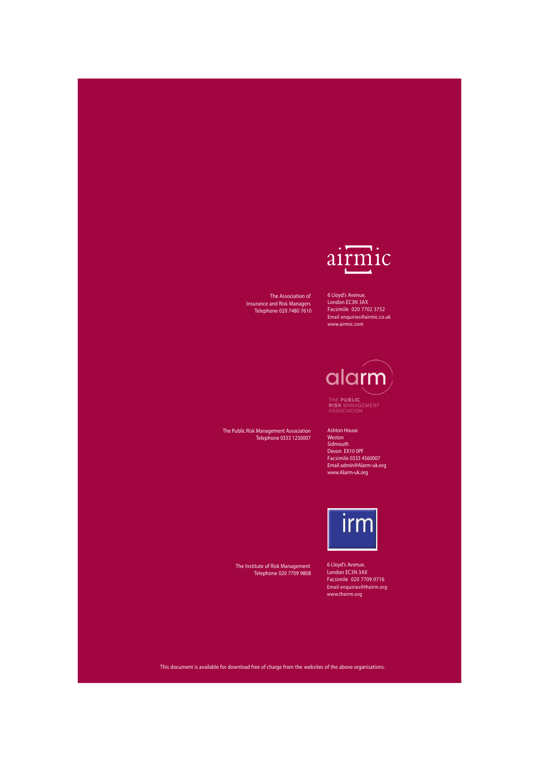airmic

The Association of
Insurance and Risk Managers
Telephone 020 7480 7610

6 Lloyd's Avenue,
London EC3N 3AX
Facsimile 020 7702 3752
Email enquiries@airmic.co.uk
www.airmic.com

alarm

THE PUBLIC
RISK MANAGEMENT
ASSOCIATION

The Public Risk Management Association
Telephone 0333 1230007

Ashton House
Weston
Sidmouth
Devon EX10 0PF
Facsimile 0333 4560007
Email admin@Alarm-uk.org
www.Alarm-uk.org

irm

The Institute of Risk Management
Telephone 020 7709 9808

6 Lloyd's Avenue,
London EC3N 3AX
Facsimile 020 7709 0716
Email enquiries@theirm.org
www.theirm.org

This document is available for download free of charge from the websites of the above organisations.